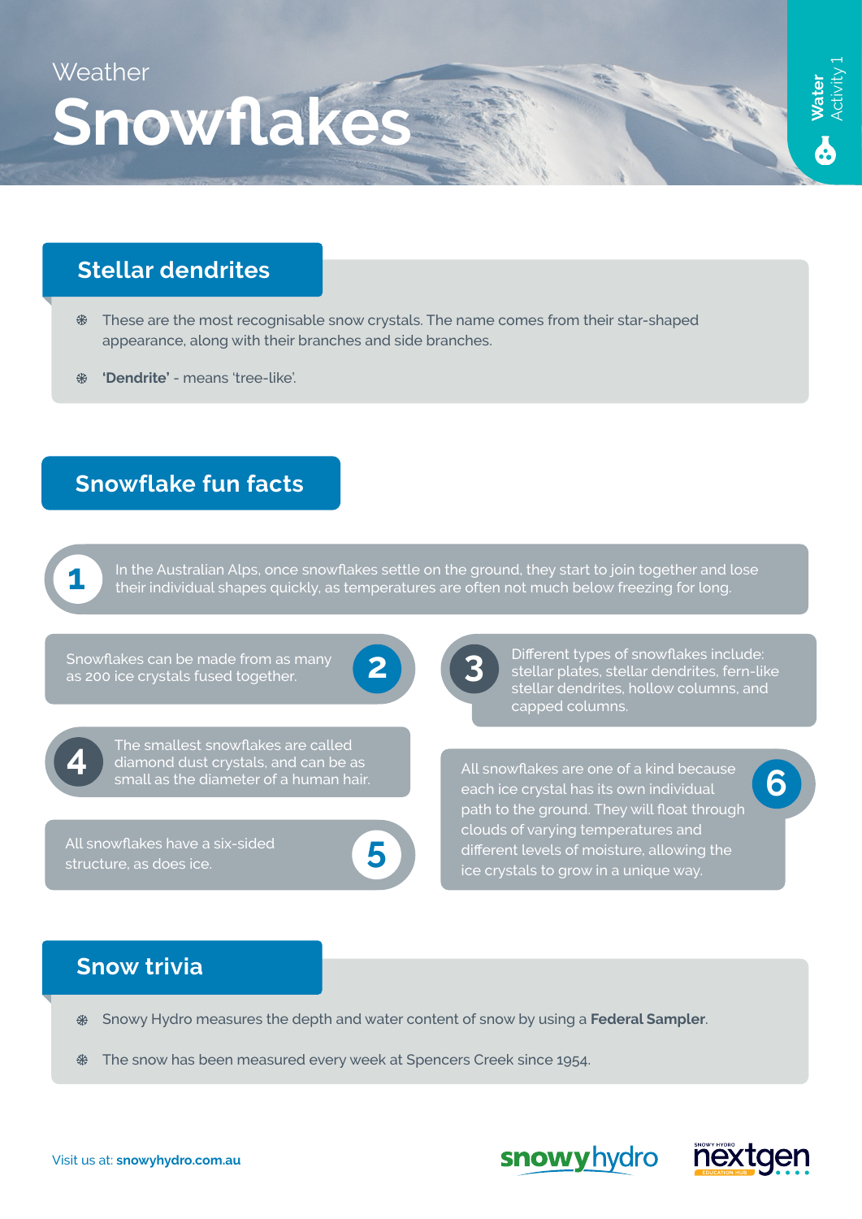Weather

# Snowflakes

Water Activity 1

## Stellar dendrites

- These are the most recognisable snow crystals. The name comes from their star-shaped appearance, along with their branches and side branches.
- **'Dendrite'** - means 'tree-like'.

## Snowflake fun facts

1. In the Australian Alps, once snowflakes settle on the ground, they start to join together and lose their individual shapes quickly, as temperatures are often not much below freezing for long.
2. Snowflakes can be made from as many as 200 ice crystals fused together.
3. Different types of snowflakes include: stellar plates, stellar dendrites, fern-like stellar dendrites, hollow columns, and capped columns.
4. The smallest snowflakes are called diamond dust crystals, and can be as small as the diameter of a human hair.
5. All snowflakes have a six-sided structure, as does ice.
6. All snowflakes are one of a kind because each ice crystal has its own individual path to the ground. They will float through clouds of varying temperatures and different levels of moisture, allowing the ice crystals to grow in a unique way.

## Snow trivia

- Snowy Hydro measures the depth and water content of snow by using a **Federal Sampler**.
- The snow has been measured every week at Spencers Creek since 1954.

Visit us at: **snowyhydro.com.au**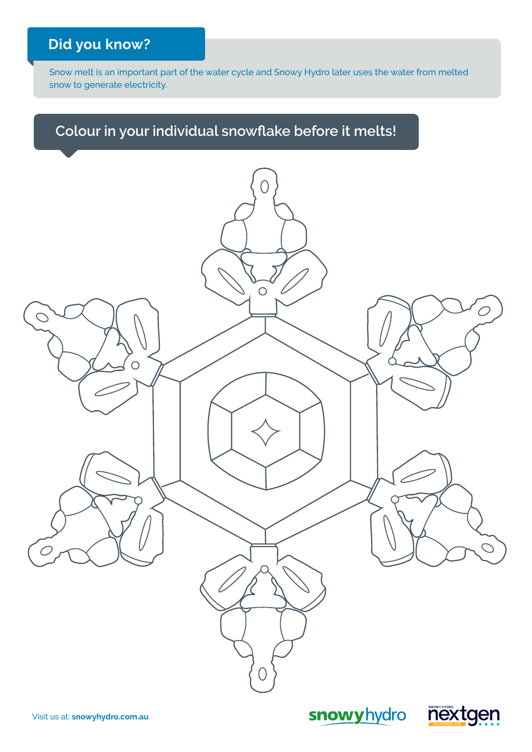## Did you know?

Snow melt is an important part of the water cycle and Snowy Hydro later uses the water from melted snow to generate electricity.

## Colour in your individual snowflake before it melts!

Visit us at: **snowyhydro.com.au**